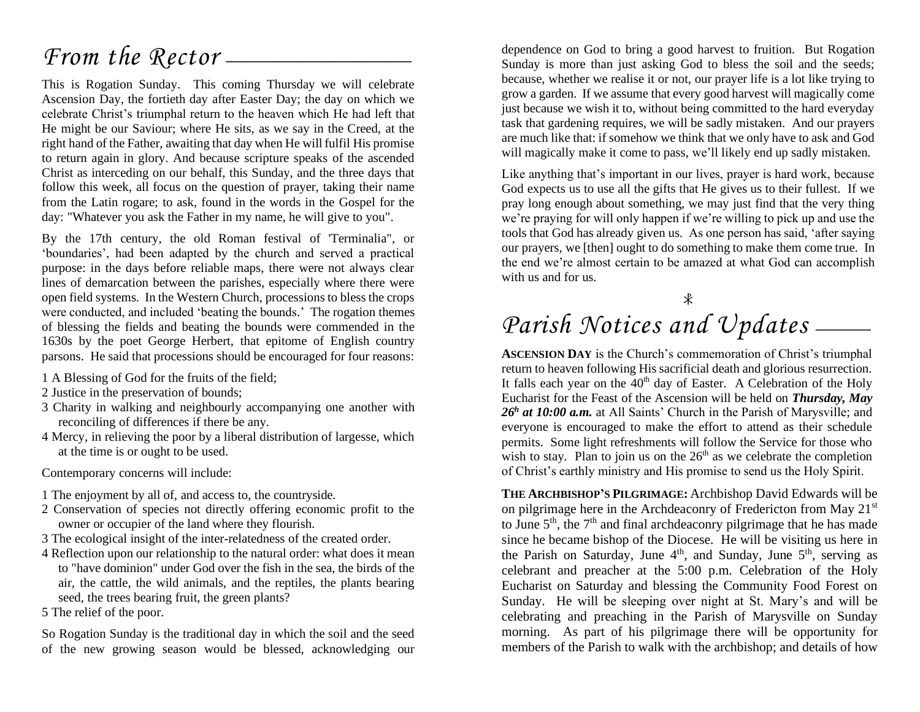# From the Rector

This is Rogation Sunday. This coming Thursday we will celebrate Ascension Day, the fortieth day after Easter Day; the day on which we celebrate Christ's triumphal return to the heaven which He had left that He might be our Saviour; where He sits, as we say in the Creed, at the right hand of the Father, awaiting that day when He will fulfil His promise to return again in glory. And because scripture speaks of the ascended Christ as interceding on our behalf, this Sunday, and the three days that follow this week, all focus on the question of prayer, taking their name from the Latin rogare; to ask, found in the words in the Gospel for the day: "Whatever you ask the Father in my name, he will give to you".

By the 17th century, the old Roman festival of 'Terminalia", or 'boundaries', had been adapted by the church and served a practical purpose: in the days before reliable maps, there were not always clear lines of demarcation between the parishes, especially where there were open field systems. In the Western Church, processions to bless the crops were conducted, and included 'beating the bounds.' The rogation themes of blessing the fields and beating the bounds were commended in the 1630s by the poet George Herbert, that epitome of English country parsons. He said that processions should be encouraged for four reasons:

1 A Blessing of God for the fruits of the field;
2 Justice in the preservation of bounds;
3 Charity in walking and neighbourly accompanying one another with reconciling of differences if there be any.
4 Mercy, in relieving the poor by a liberal distribution of largesse, which at the time is or ought to be used.

Contemporary concerns will include:

1 The enjoyment by all of, and access to, the countryside.
2 Conservation of species not directly offering economic profit to the owner or occupier of the land where they flourish.
3 The ecological insight of the inter-relatedness of the created order.
4 Reflection upon our relationship to the natural order: what does it mean to "have dominion" under God over the fish in the sea, the birds of the air, the cattle, the wild animals, and the reptiles, the plants bearing seed, the trees bearing fruit, the green plants?
5 The relief of the poor.

So Rogation Sunday is the traditional day in which the soil and the seed of the new growing season would be blessed, acknowledging our dependence on God to bring a good harvest to fruition. But Rogation Sunday is more than just asking God to bless the soil and the seeds; because, whether we realise it or not, our prayer life is a lot like trying to grow a garden. If we assume that every good harvest will magically come just because we wish it to, without being committed to the hard everyday task that gardening requires, we will be sadly mistaken. And our prayers are much like that: if somehow we think that we only have to ask and God will magically make it come to pass, we'll likely end up sadly mistaken.

Like anything that's important in our lives, prayer is hard work, because God expects us to use all the gifts that He gives us to their fullest. If we pray long enough about something, we may just find that the very thing we're praying for will only happen if we're willing to pick up and use the tools that God has already given us. As one person has said, 'after saying our prayers, we [then] ought to do something to make them come true. In the end we're almost certain to be amazed at what God can accomplish with us and for us.

☧

# Parish Notices and Updates

**ASCENSION DAY** is the Church's commemoration of Christ's triumphal return to heaven following His sacrificial death and glorious resurrection. It falls each year on the 40th day of Easter. A Celebration of the Holy Eucharist for the Feast of the Ascension will be held on ***Thursday, May 26h at 10:00 a.m.*** at All Saints' Church in the Parish of Marysville; and everyone is encouraged to make the effort to attend as their schedule permits. Some light refreshments will follow the Service for those who wish to stay. Plan to join us on the 26th as we celebrate the completion of Christ's earthly ministry and His promise to send us the Holy Spirit.

**THE ARCHBISHOP'S PILGRIMAGE:** Archbishop David Edwards will be on pilgrimage here in the Archdeaconry of Fredericton from May 21st to June 5th, the 7th and final archdeaconry pilgrimage that he has made since he became bishop of the Diocese. He will be visiting us here in the Parish on Saturday, June 4th, and Sunday, June 5th, serving as celebrant and preacher at the 5:00 p.m. Celebration of the Holy Eucharist on Saturday and blessing the Community Food Forest on Sunday. He will be sleeping over night at St. Mary's and will be celebrating and preaching in the Parish of Marysville on Sunday morning. As part of his pilgrimage there will be opportunity for members of the Parish to walk with the archbishop; and details of how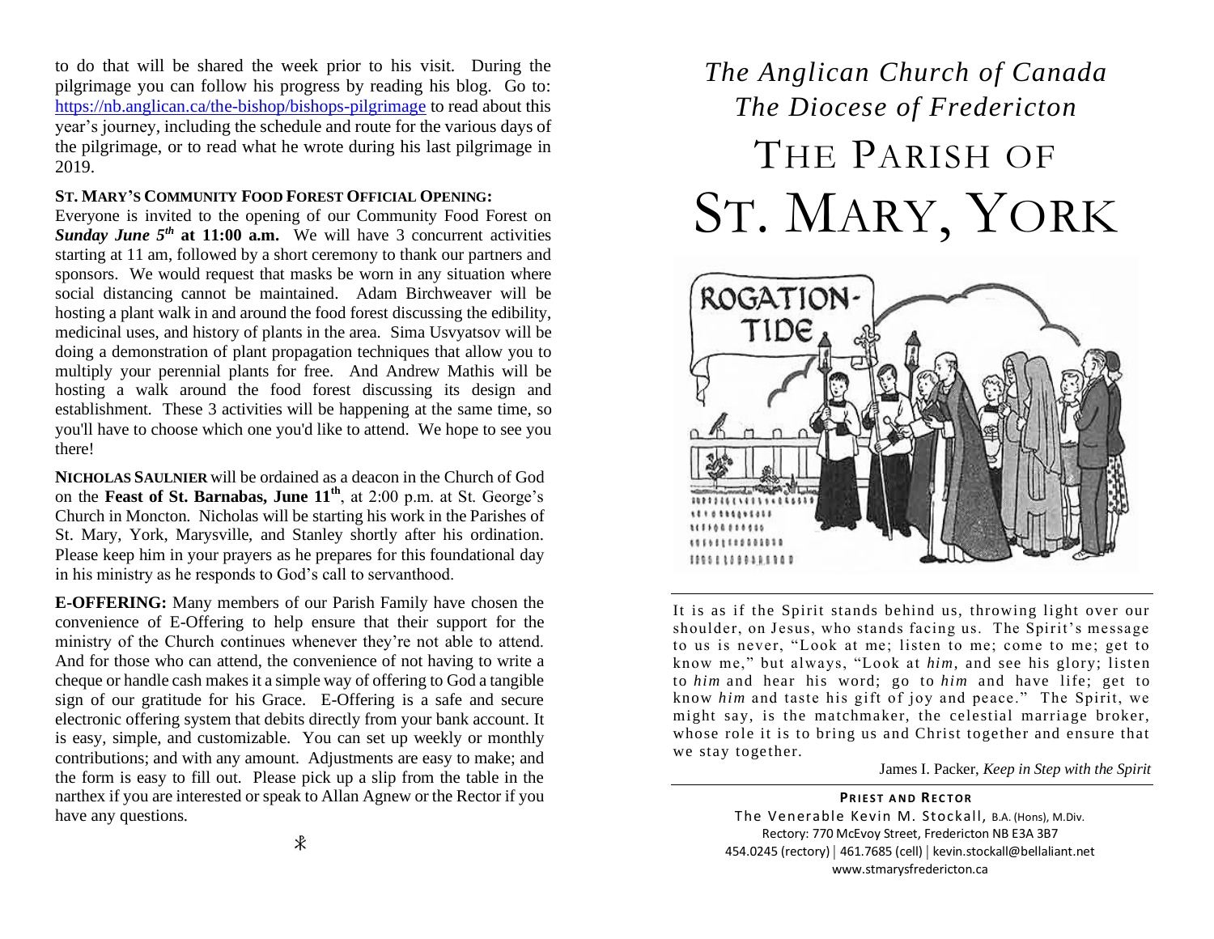to do that will be shared the week prior to his visit. During the pilgrimage you can follow his progress by reading his blog. Go to: https://nb.anglican.ca/the-bishop/bishops-pilgrimage to read about this year's journey, including the schedule and route for the various days of the pilgrimage, or to read what he wrote during his last pilgrimage in 2019.

**ST. MARY'S COMMUNITY FOOD FOREST OFFICIAL OPENING:**
Everyone is invited to the opening of our Community Food Forest on ***Sunday June 5th* at 11:00 a.m.** We will have 3 concurrent activities starting at 11 am, followed by a short ceremony to thank our partners and sponsors. We would request that masks be worn in any situation where social distancing cannot be maintained. Adam Birchweaver will be hosting a plant walk in and around the food forest discussing the edibility, medicinal uses, and history of plants in the area. Sima Usvyatsov will be doing a demonstration of plant propagation techniques that allow you to multiply your perennial plants for free. And Andrew Mathis will be hosting a walk around the food forest discussing its design and establishment. These 3 activities will be happening at the same time, so you'll have to choose which one you'd like to attend. We hope to see you there!

**NICHOLAS SAULNIER** will be ordained as a deacon in the Church of God on the **Feast of St. Barnabas, June 11th**, at 2:00 p.m. at St. George's Church in Moncton. Nicholas will be starting his work in the Parishes of St. Mary, York, Marysville, and Stanley shortly after his ordination. Please keep him in your prayers as he prepares for this foundational day in his ministry as he responds to God's call to servanthood.

**E-OFFERING:** Many members of our Parish Family have chosen the convenience of E-Offering to help ensure that their support for the ministry of the Church continues whenever they're not able to attend. And for those who can attend, the convenience of not having to write a cheque or handle cash makes it a simple way of offering to God a tangible sign of our gratitude for his Grace. E-Offering is a safe and secure electronic offering system that debits directly from your bank account. It is easy, simple, and customizable. You can set up weekly or monthly contributions; and with any amount. Adjustments are easy to make; and the form is easy to fill out. Please pick up a slip from the table in the narthex if you are interested or speak to Allan Agnew or the Rector if you have any questions.

☧

*The Anglican Church of Canada*
*The Diocese of Fredericton*

# THE PARISH OF ST. MARY, YORK

It is as if the Spirit stands behind us, throwing light over our shoulder, on Jesus, who stands facing us. The Spirit's message to us is never, "Look at me; listen to me; come to me; get to know me," but always, "Look at *him*, and see his glory; listen to *him* and hear his word; go to *him* and have life; get to know *him* and taste his gift of joy and peace." The Spirit, we might say, is the matchmaker, the celestial marriage broker, whose role it is to bring us and Christ together and ensure that we stay together.

James I. Packer, *Keep in Step with the Spirit*

**PRIEST AND RECTOR**
The Venerable Kevin M. Stockall, B.A. (Hons), M.Div.
Rectory: 770 McEvoy Street, Fredericton NB E3A 3B7
454.0245 (rectory) | 461.7685 (cell) | kevin.stockall@bellaliant.net
www.stmarysfredericton.ca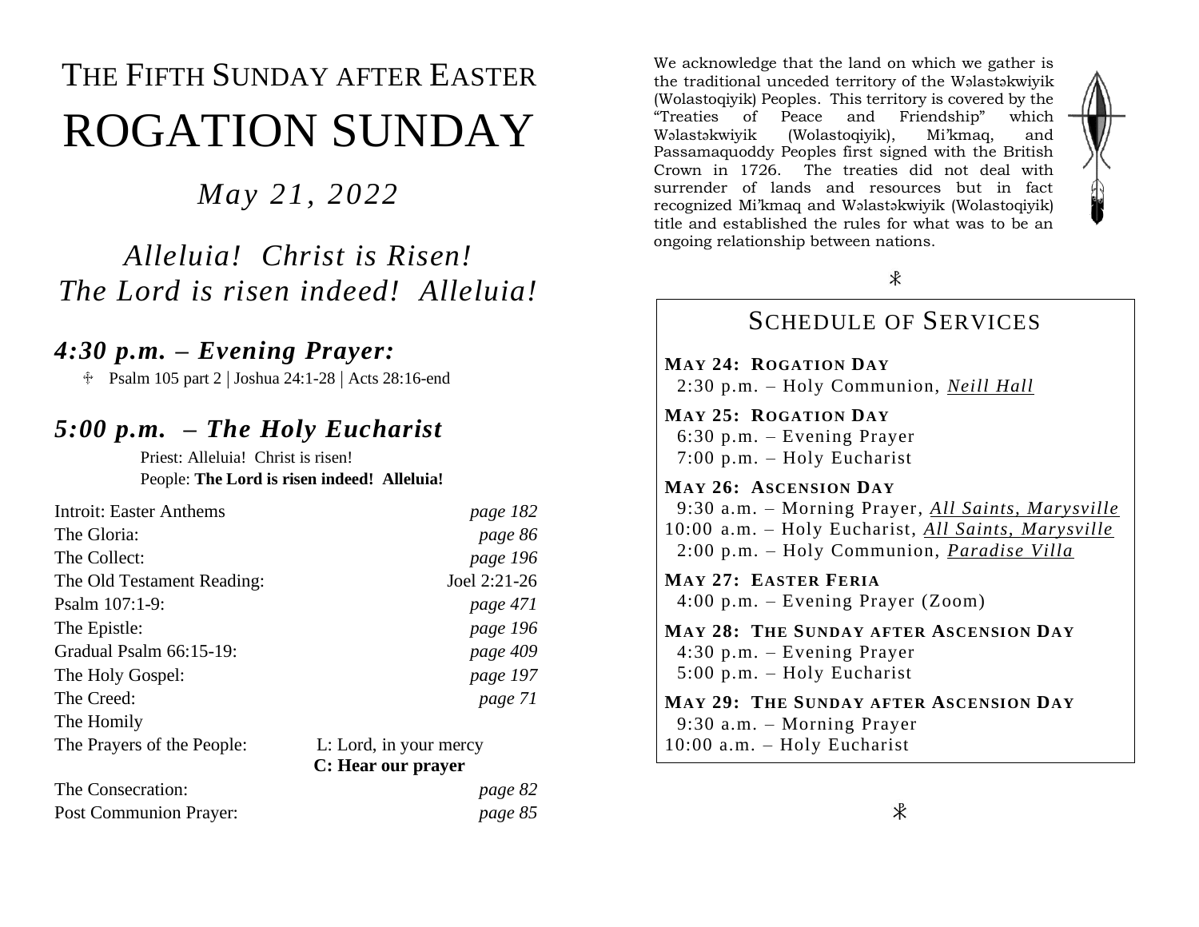# THE FIFTH SUNDAY AFTER EASTER

# ROGATION SUNDAY

*May 21, 2022*

*Alleluia! Christ is Risen!*
*The Lord is risen indeed! Alleluia!*

## *4:30 p.m. – Evening Prayer:*

✠ Psalm 105 part 2 | Joshua 24:1-28 | Acts 28:16-end

## *5:00 p.m. – The Holy Eucharist*

Priest: Alleluia! Christ is risen!
People: **The Lord is risen indeed! Alleluia!**

| | |
|---|---|
| Introit: Easter Anthems | *page 182* |
| The Gloria: | *page 86* |
| The Collect: | *page 196* |
| The Old Testament Reading: | Joel 2:21-26 |
| Psalm 107:1-9: | *page 471* |
| The Epistle: | *page 196* |
| Gradual Psalm 66:15-19: | *page 409* |
| The Holy Gospel: | *page 197* |
| The Creed: | *page 71* |
| The Homily | |
| The Prayers of the People: | L: Lord, in your mercy **C: Hear our prayer** |
| The Consecration: | *page 82* |
| Post Communion Prayer: | *page 85* |

We acknowledge that the land on which we gather is the traditional unceded territory of the Wəlastəkwiyik (Wolastoqiyik) Peoples. This territory is covered by the "Treaties of Peace and Friendship" which Wəlastəkwiyik (Wolastoqiyik), Mi'kmaq, and Passamaquoddy Peoples first signed with the British Crown in 1726. The treaties did not deal with surrender of lands and resources but in fact recognized Mi'kmaq and Wəlastəkwiyik (Wolastoqiyik) title and established the rules for what was to be an ongoing relationship between nations.

☧

## SCHEDULE OF SERVICES

**MAY 24: ROGATION DAY**
2:30 p.m. – Holy Communion, *Neill Hall*

**MAY 25: ROGATION DAY**
6:30 p.m. – Evening Prayer
7:00 p.m. – Holy Eucharist

**MAY 26: ASCENSION DAY**
9:30 a.m. – Morning Prayer, *All Saints, Marysville*
10:00 a.m. – Holy Eucharist, *All Saints, Marysville*
2:00 p.m. – Holy Communion, *Paradise Villa*

**MAY 27: EASTER FERIA**
4:00 p.m. – Evening Prayer (Zoom)

**MAY 28: THE SUNDAY AFTER ASCENSION DAY**
4:30 p.m. – Evening Prayer
5:00 p.m. – Holy Eucharist

**MAY 29: THE SUNDAY AFTER ASCENSION DAY**
9:30 a.m. – Morning Prayer
10:00 a.m. – Holy Eucharist

☧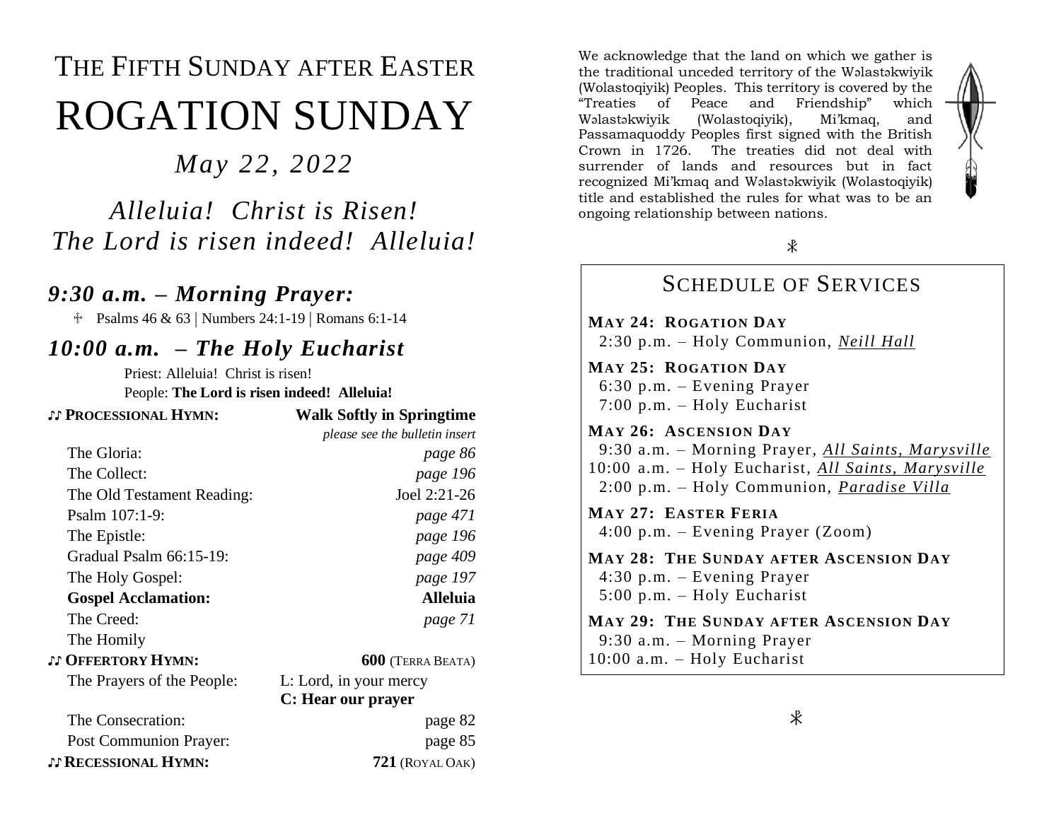# THE FIFTH SUNDAY AFTER EASTER

# ROGATION SUNDAY

*May 22, 2022*

*Alleluia! Christ is Risen!*
*The Lord is risen indeed! Alleluia!*

## *9:30 a.m. – Morning Prayer:*

☩ Psalms 46 & 63 | Numbers 24:1-19 | Romans 6:1-14

## *10:00 a.m. – The Holy Eucharist*

Priest: Alleluia! Christ is risen!
People: **The Lord is risen indeed! Alleluia!**

| | |
|---|---|
| ♫ **PROCESSIONAL HYMN:** | **Walk Softly in Springtime** *please see the bulletin insert* |
| The Gloria: | *page 86* |
| The Collect: | *page 196* |
| The Old Testament Reading: | Joel 2:21-26 |
| Psalm 107:1-9: | *page 471* |
| The Epistle: | *page 196* |
| Gradual Psalm 66:15-19: | *page 409* |
| The Holy Gospel: | *page 197* |
| **Gospel Acclamation:** | **Alleluia** |
| The Creed: | *page 71* |
| The Homily | |
| ♫ **OFFERTORY HYMN:** | **600** (TERRA BEATA) |
| The Prayers of the People: | L: Lord, in your mercy **C: Hear our prayer** |
| The Consecration: | page 82 |
| Post Communion Prayer: | page 85 |
| ♫ **RECESSIONAL HYMN:** | **721** (ROYAL OAK) |

We acknowledge that the land on which we gather is the traditional unceded territory of the Wəlastəkwiyik (Wolastoqiyik) Peoples. This territory is covered by the "Treaties of Peace and Friendship" which Wəlastəkwiyik (Wolastoqiyik), Mi'kmaq, and Passamaquoddy Peoples first signed with the British Crown in 1726. The treaties did not deal with surrender of lands and resources but in fact recognized Mi'kmaq and Wəlastəkwiyik (Wolastoqiyik) title and established the rules for what was to be an ongoing relationship between nations.

## SCHEDULE OF SERVICES

**MAY 24: ROGATION DAY**
2:30 p.m. – Holy Communion, ***Neill Hall***

**MAY 25: ROGATION DAY**
6:30 p.m. – Evening Prayer
7:00 p.m. – Holy Eucharist

**MAY 26: ASCENSION DAY**
9:30 a.m. – Morning Prayer, ***All Saints, Marysville***
10:00 a.m. – Holy Eucharist, ***All Saints, Marysville***
2:00 p.m. – Holy Communion, ***Paradise Villa***

**MAY 27: EASTER FERIA**
4:00 p.m. – Evening Prayer (Zoom)

**MAY 28: THE SUNDAY AFTER ASCENSION DAY**
4:30 p.m. – Evening Prayer
5:00 p.m. – Holy Eucharist

**MAY 29: THE SUNDAY AFTER ASCENSION DAY**
9:30 a.m. – Morning Prayer
10:00 a.m. – Holy Eucharist